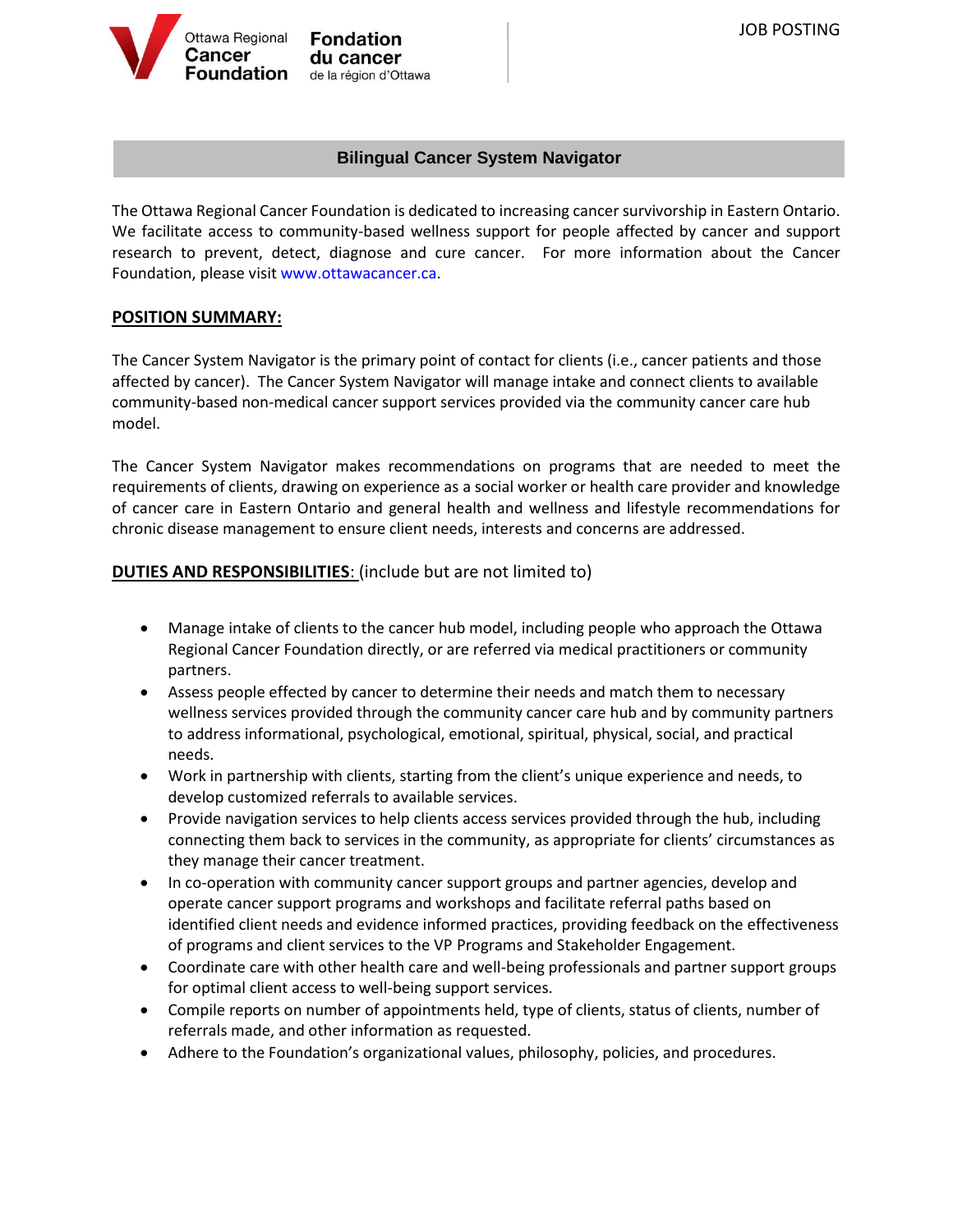Ottawa Regional Cancer Foundation | Fondation du cancer de la région d'Ottawa

JOB POSTING

## Bilingual Cancer System Navigator

The Ottawa Regional Cancer Foundation is dedicated to increasing cancer survivorship in Eastern Ontario. We facilitate access to community-based wellness support for people affected by cancer and support research to prevent, detect, diagnose and cure cancer. For more information about the Cancer Foundation, please visit www.ottawacancer.ca.

### POSITION SUMMARY:

The Cancer System Navigator is the primary point of contact for clients (i.e., cancer patients and those affected by cancer). The Cancer System Navigator will manage intake and connect clients to available community-based non-medical cancer support services provided via the community cancer care hub model.

The Cancer System Navigator makes recommendations on programs that are needed to meet the requirements of clients, drawing on experience as a social worker or health care provider and knowledge of cancer care in Eastern Ontario and general health and wellness and lifestyle recommendations for chronic disease management to ensure client needs, interests and concerns are addressed.

### DUTIES AND RESPONSIBILITIES: (include but are not limited to)

- Manage intake of clients to the cancer hub model, including people who approach the Ottawa Regional Cancer Foundation directly, or are referred via medical practitioners or community partners.
- Assess people effected by cancer to determine their needs and match them to necessary wellness services provided through the community cancer care hub and by community partners to address informational, psychological, emotional, spiritual, physical, social, and practical needs.
- Work in partnership with clients, starting from the client's unique experience and needs, to develop customized referrals to available services.
- Provide navigation services to help clients access services provided through the hub, including connecting them back to services in the community, as appropriate for clients' circumstances as they manage their cancer treatment.
- In co-operation with community cancer support groups and partner agencies, develop and operate cancer support programs and workshops and facilitate referral paths based on identified client needs and evidence informed practices, providing feedback on the effectiveness of programs and client services to the VP Programs and Stakeholder Engagement.
- Coordinate care with other health care and well-being professionals and partner support groups for optimal client access to well-being support services.
- Compile reports on number of appointments held, type of clients, status of clients, number of referrals made, and other information as requested.
- Adhere to the Foundation's organizational values, philosophy, policies, and procedures.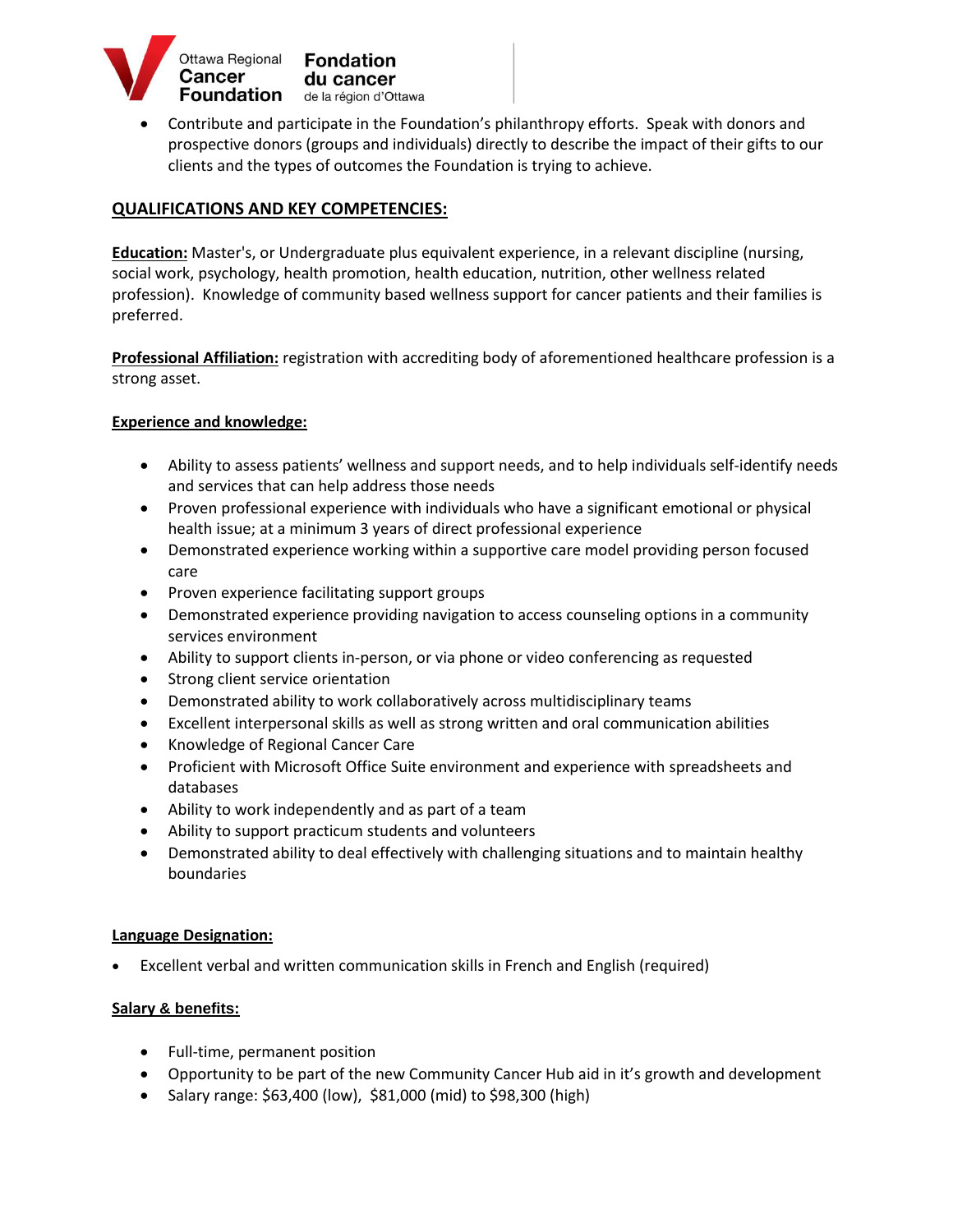- Contribute and participate in the Foundation's philanthropy efforts. Speak with donors and prospective donors (groups and individuals) directly to describe the impact of their gifts to our clients and the types of outcomes the Foundation is trying to achieve.

## QUALIFICATIONS AND KEY COMPETENCIES:

**Education:** Master's, or Undergraduate plus equivalent experience, in a relevant discipline (nursing, social work, psychology, health promotion, health education, nutrition, other wellness related profession). Knowledge of community based wellness support for cancer patients and their families is preferred.

**Professional Affiliation:** registration with accrediting body of aforementioned healthcare profession is a strong asset.

**Experience and knowledge:**

- Ability to assess patients' wellness and support needs, and to help individuals self-identify needs and services that can help address those needs
- Proven professional experience with individuals who have a significant emotional or physical health issue; at a minimum 3 years of direct professional experience
- Demonstrated experience working within a supportive care model providing person focused care
- Proven experience facilitating support groups
- Demonstrated experience providing navigation to access counseling options in a community services environment
- Ability to support clients in-person, or via phone or video conferencing as requested
- Strong client service orientation
- Demonstrated ability to work collaboratively across multidisciplinary teams
- Excellent interpersonal skills as well as strong written and oral communication abilities
- Knowledge of Regional Cancer Care
- Proficient with Microsoft Office Suite environment and experience with spreadsheets and databases
- Ability to work independently and as part of a team
- Ability to support practicum students and volunteers
- Demonstrated ability to deal effectively with challenging situations and to maintain healthy boundaries

**Language Designation:**

- Excellent verbal and written communication skills in French and English (required)

**Salary & benefits:**

- Full-time, permanent position
- Opportunity to be part of the new Community Cancer Hub aid in it's growth and development
- Salary range: $63,400 (low), $81,000 (mid) to $98,300 (high)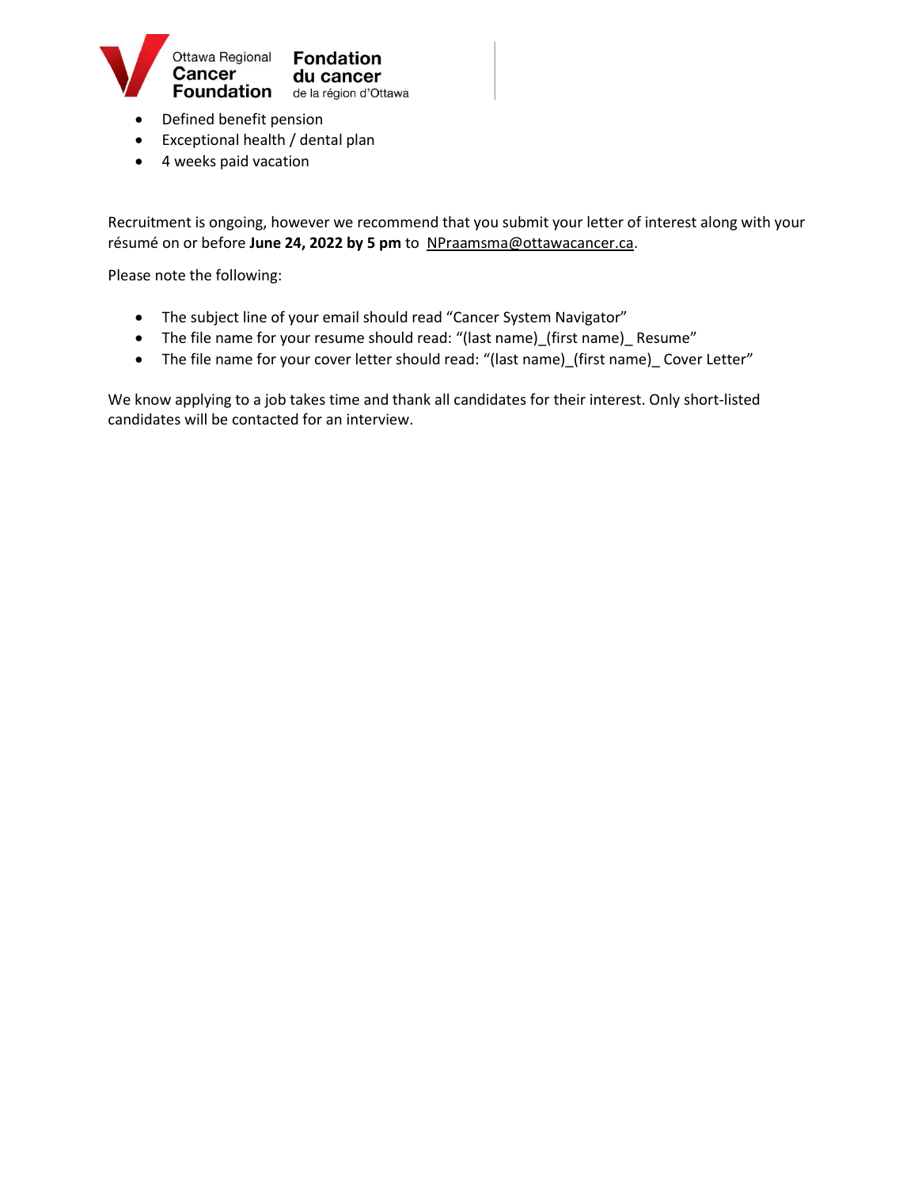- Defined benefit pension
- Exceptional health / dental plan
- 4 weeks paid vacation

Recruitment is ongoing, however we recommend that you submit your letter of interest along with your résumé on or before **June 24, 2022 by 5 pm** to NPraamsma@ottawacancer.ca.

Please note the following:

- The subject line of your email should read "Cancer System Navigator"
- The file name for your resume should read: "(last name)_(first name)_ Resume"
- The file name for your cover letter should read: "(last name)_(first name)_ Cover Letter"

We know applying to a job takes time and thank all candidates for their interest. Only short-listed candidates will be contacted for an interview.